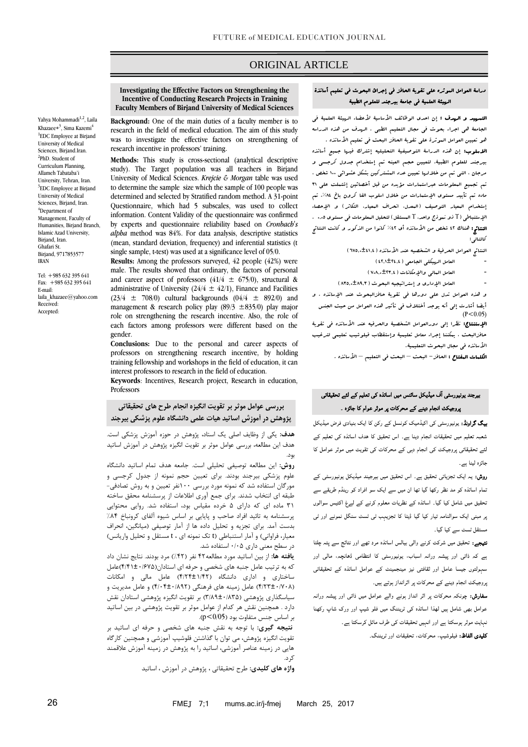# ORIGINAL ARTICLE

## Investigating the Effective Factors on Strengthening the Incentive of Conducting Research Projects in Training Faculty Members of Birjand University of Medical Sciences

Yahya Mohammadi[1,2], Laila Khazaee*[3], Sima Kazemi[4]

[1]EDC Employee at Birjand University of Medical Sciences, Birjand.Iran.
[2]PhD. Student of Curriculum Planning, Allameh Tabataba'i University, Tehran, Iran.
[3]EDC Employee at Birjand University of Medical Sciences, Birjand, Iran.
[4]Department of Management, Faculty of Humanities, Birjand Branch, Islamic Azad University, Birjand, Iran.
Ghafari St.
Birjand, 9717853577
IRAN

Tel: +985 632 395 641
Fax: +985 632 395 641
E-mail: laila_khazaee@yahoo.com
Received:
Accepted:

**Background:** One of the main duties of a faculty member is to research in the field of medical education. The aim of this study was to investigate the effective factors on strengthening of research incentive in professors' training.

**Methods:** This study is cross-sectional (analytical descriptive study). The Target population was all teachers in Birjand University of Medical Sciences. *Krejcie & Morgan* table was used to determine the sample size which the sample of 100 people was determined and selected by Stratified random method. A 31-point Questionnaire, which had 5 subscales, was used to collect information. Content Validity of the questionnaire was confirmed by experts and questionnaire reliability based on *Cronbach's alpha* method was 84%. For data analysis, descriptive statistics (mean, standard deviation, frequency) and inferential statistics (t single sample, t-test) was used at a significance level of 05/0.

**Results:** Among the professors surveyed, 42 people (42%) were male. The results showed that ordinary, the factors of personal and career aspect of professors (41/4 ± 675/0), structural & administrative of University (24/4 ± 42/1), Finance and Facilities (23/4 ± 708/0) cultural backgrounds (04/4 ± 892/0) and management & research policy play (89/3 ±835/0) play major role on strengthening the research incentive. Also, the role of each factors among professors were different based on the gender.

**Conclusions:** Due to the personal and career aspects of professors on strengthening research incentive, by holding training fellowship and workshops in the field of education, it can interest professors to research in the field of education.

**Keywords**: Incentives, Research project, Research in education, Professors

## بررسی عوامل موثر بر تقویت انگیزه انجام طرح های تحقیقاتی پژوهش در آموزش اساتید هیات علمی دانشگاه علوم پزشکی بیرجند

**هدف:** یکی از وظایف اصلی یک استاد، پژوهش در حوزه آموزش پزشکی است. هدف این مطالعه، بررسی عوامل موثر بر تقویت انگیزه پژوهش در آموزش اساتید بود.

**روش:** این مطالعه توصیفی تحلیلی است. جامعه هدف تمام اساتید دانشگاه علوم پزشکی بیرجند بودند. برای تعیین حجم نمونه از جدول کرجسی و مورگان استفاده شد که نمونه مورد بررسی ۱۰۰نفر تعیین و به روش تصادفی-طبقه ای انتخاب شدند. برای جمع آوری اطلاعات از پرسشنامه محقق ساخته ۳۱ ماده ای که دارای ۵ خرده مقیاس بود، استفاده شد. روایی محتوایی پرسشنامه به تائید افراد صاحب و پایایی بر اساس شیوه آلفای کرونباخ ۸۴٪ بدست آمد. برای تجزیه و تحلیل داده ها از آمار توصیفی (میانگین، انحراف معیار، فراوانی) و آمار استنباطی (t تک نمونه ای ، t مستقل و تحلیل واریانس) در سطح معنی داری ۰/۰۵ استفاده شد.

**یافته ها:** از بین اساتید مورد مطالعه۴۲ نفر (۴۲٪) مرد بودند. نتایج نشان داد که به ترتیب عامل جنبه های شخصی و حرفه ای استادان(۴/۴۱±۰/۶۷۵)عامل ساختاری و اداری دانشگاه (۴/۲۴±۱/۴۲) عامل مالی و امکانات (۴/۲۳±۰/۷۰۸) عامل زمینه های فرهنگی (۴/۰۴±۰/۸۹۲) و عامل مدیریت و سیاسگذاری پژوهشی (۳/۸۹±۰/۸۳۵) بر تقویت انگیزه پژوهشی استادان نقش دارد . همچنین نقش هر کدام از عوامل موثر بر تقویت پژوهشی در بین اساتید بر اساس جنس متفاوت بود ($p<0/05$).

**نتیجه گیری:** با توجه به نقش جنبه های شخصی و حرفه ای اساتید بر تقویت انگیزه پژوهش، می توان با گذاشتن فلوشیپ آموزشی و همچنین کارگاه هایی در زمینه عناصر آموزشی، اساتید را به پژوهش در زمینه آموزش علاقمند کرد.

**واژه های کلیدی:** طرح تحقیقاتی ، پژوهش در آموزش ، اساتید

## دراسة العوامل الموثرہ علی تقویة الحافز فی إجراء البحوث فی تعلیم أساتذة الهیئة العلمیة فی جامعة بیرجند للعلوم الطبیة

**التمهید و الهدف :** إن احدی الوظائف الأساسیة لأعضاء الهیئة العلمیة فی الجامعة هی اجراء بحوث فی مجال التعلیم الطبی . الهدف من هذه الدراسه هو تعیین العوامل الموثرة علی تقویة الحافز البحث فی تعلیم الأساتذه .

**الأسلوب:** إن هذه الدراسة التوصیفیة التحلیلیه إشترک فیها جمیع أساتذه بیرجند للعلوم الطبیة، لتعیین حجم العینه تم إستخدام جدول کرجسی و مرجان . التی تم من خلالها تعیین عدد المشترکین بشکل عشوائی ۱۰۰ شخص . تم تجمیع المعلومات عبراستمارات مؤیده من قبل أخصائیین إشتملت علی ۳۱ ماده تم تأیید مستوی الإستمارات من خلال اسلوب الفا کرون باخ ۸٤٪. تم إستخدام المعیار التوصیف (المعدل، انحراف المعیار، التکرار) و الإحصاء الإستنباطی (T ذو نموذج واحد، T المستقل) لتحلیل المعلومات فی مستوی ۰.۰۵ .

**النتائج:** هناک ٤۲ شخص من الأساتذه أی ٤۲٪ کانوا من الذکور و کانت النتائج کالتالی:

النتائج العوامل الحرفیة و الشخصیه عند الأساتذه ( ٤١،٤±٦٧٥،٠)

- العامل الهیکلی الجامعی ( ٢٤،٤±٤٢،١)
- العامل المالی والإمکانات ( ٢٣،٤±٧٠٨،٠)
- العامل الإداری و إستراتیجیه البحوث ( ٨٩،٣±٨٣٥،٠)

و هذه العوامل تدل علی دورها فی تقویة حافزالبحوث عند الإساتذه . و أیضا أشارت إلی أنه یوجد أختلاف فی تأثیر هذه العوامل من حیث الجنس ($P<0.05$)

**الإستنتاج:** نظرا إلی دورالعوامل الشخصیة والحرفیه عند الأساتذه فی تقویة حافزالبحث . یمکننا إجراء معامل تعلیمیة وإستقطاب فیلوشیب تعلیمی لترغیب الأساتذه فی مجال البحوث التعلیمیة.

**الکلمات المفتاح :** الحافز– البحث – البحث فی التعلیم – الأساتذه .

## بیرجند یونیورسٹی آف میڈیکل سائنس میں اساتذہ کی تعلیم کے لئے تحقیقاتی پروجیکٹ انجام دینے کے محرکات پر موثر عوام کا جائزہ ۔

**بیک گراونڈ:** یونیورسٹی کی اکیڈمیک کونسل کے رکن کا ایک بنیادی فرض میڈیکل شعبہ تعلیم میں تحقیقات انجام دینا ہے۔ اس تحقیق کا ھدف اساتذہ کی تعلیم کے لئے تحقیقاتی پروجیکٹ کی انجام دہی کے محرکات کی تقویت میں موثر عوامل کا جائزہ لینا ہے۔

**روش:** یہ ایک تجزیاتی تحقیق ہے۔ اس تحقیق میں بیرجند میڈیکل یونیورسٹی کے تمام اساتذہ کو مد نظر رکھا گیا تھا ان میں سے ایک سو افراد کو رینڈم طریقے سے تحقیق میں شامل کیا گیا۔ اساتذہ کے نظریات معلوم کرنے کے لیۓ اکتیس سوالوں پر مبنی ایک سوالنامہ تیار کیا گیا ڈیٹا کا تجزیہ ٹی ٹسٹ سنگل نمونے اور ٹی مستقل ٹسٹ سے کیا گیا۔

**نتیجے:** تحقیق میں شرکت کرنے والی بیالس اساتذہ مرد تھے اور نتائج سے پتہ چلتا ہے کہ ذاتی اور پیشہ ورانہ اسباب، یونیورسٹی کا انتظامی ڈھانچہ، مالی اور سہولتوں جیسا عامل اور ثقافتی نیز مینجمینٹ کے عوامل اساتذہ کے تحقیقاتی پروجیکٹ انجام دینے کے محرکات پر اثرانداز ہوتے ہیں۔

**سفارش:** چونکہ محرکات پر اثر انداز ہونے والے عوامل میں ذاتی اور پیشہ ورانہ عوامل بھی شامل ہیں لھذا اساتذہ کی ٹریننگ میں فلو شیپ اور ورک شاپ رکھنا نہایت موثر ہوسکتا ہے اور انہیں تحقیقات کی طرف مائل کرسکتا ہے ۔

**کلیدی الفاظ:** فیلوشیپ، محرکات، تحقیقات اور ٹریننگ.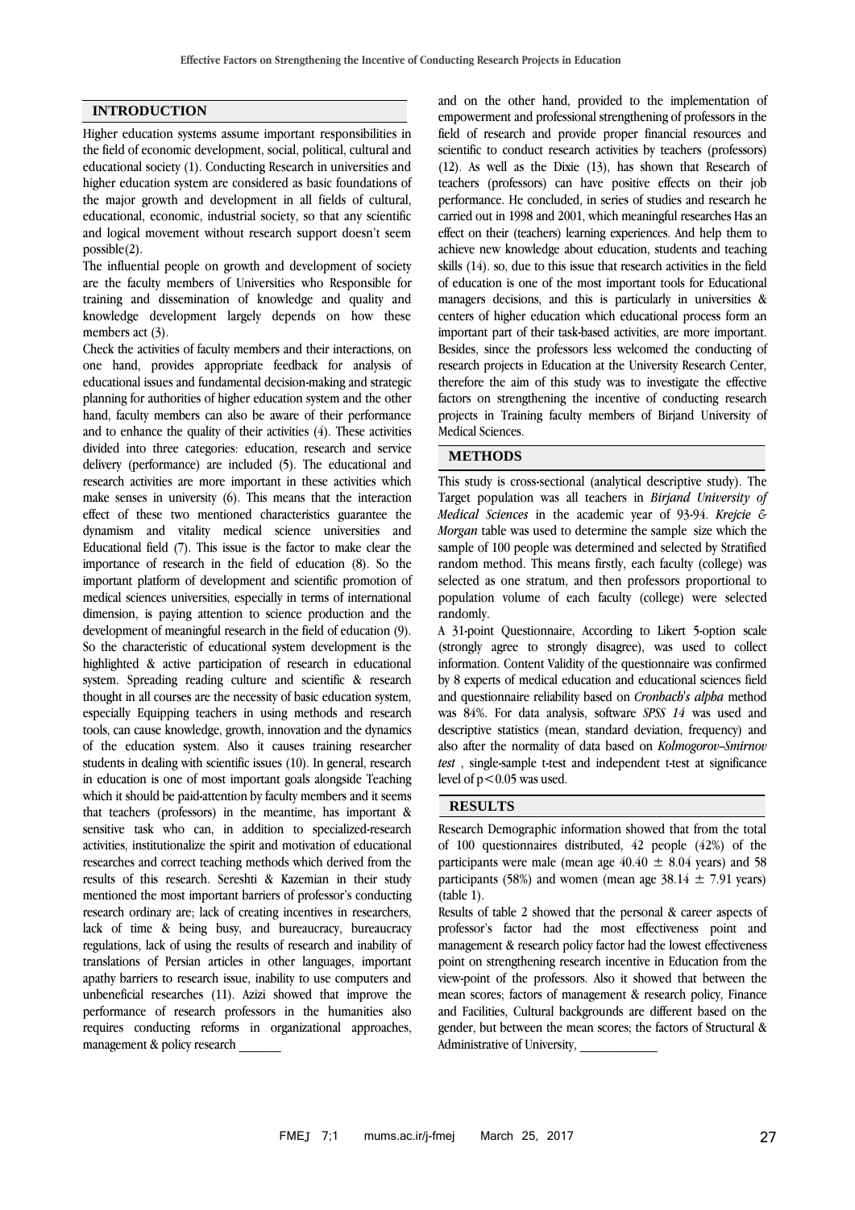## INTRODUCTION

Higher education systems assume important responsibilities in the field of economic development, social, political, cultural and educational society (1). Conducting Research in universities and higher education system are considered as basic foundations of the major growth and development in all fields of cultural, educational, economic, industrial society, so that any scientific and logical movement without research support doesn't seem possible(2).

The influential people on growth and development of society are the faculty members of Universities who Responsible for training and dissemination of knowledge and quality and knowledge development largely depends on how these members act (3).

Check the activities of faculty members and their interactions, on one hand, provides appropriate feedback for analysis of educational issues and fundamental decision-making and strategic planning for authorities of higher education system and the other hand, faculty members can also be aware of their performance and to enhance the quality of their activities (4). These activities divided into three categories: education, research and service delivery (performance) are included (5). The educational and research activities are more important in these activities which make senses in university (6). This means that the interaction effect of these two mentioned characteristics guarantee the dynamism and vitality medical science universities and Educational field (7). This issue is the factor to make clear the importance of research in the field of education (8). So the important platform of development and scientific promotion of medical sciences universities, especially in terms of international dimension, is paying attention to science production and the development of meaningful research in the field of education (9). So the characteristic of educational system development is the highlighted & active participation of research in educational system. Spreading reading culture and scientific & research thought in all courses are the necessity of basic education system, especially Equipping teachers in using methods and research tools, can cause knowledge, growth, innovation and the dynamics of the education system. Also it causes training researcher students in dealing with scientific issues (10). In general, research in education is one of most important goals alongside Teaching which it should be paid-attention by faculty members and it seems that teachers (professors) in the meantime, has important & sensitive task who can, in addition to specialized-research activities, institutionalize the spirit and motivation of educational researches and correct teaching methods which derived from the results of this research. Sereshti & Kazemian in their study mentioned the most important barriers of professor's conducting research ordinary are; lack of creating incentives in researchers, lack of time & being busy, and bureaucracy, bureaucracy regulations, lack of using the results of research and inability of translations of Persian articles in other languages, important apathy barriers to research issue, inability to use computers and unbeneficial researches (11). Azizi showed that improve the performance of research professors in the humanities also requires conducting reforms in organizational approaches, management & policy research _______ and on the other hand, provided to the implementation of empowerment and professional strengthening of professors in the field of research and provide proper financial resources and scientific to conduct research activities by teachers (professors) (12). As well as the Dixie (13), has shown that Research of teachers (professors) can have positive effects on their job performance. He concluded, in series of studies and research he carried out in 1998 and 2001, which meaningful researches Has an effect on their (teachers) learning experiences. And help them to achieve new knowledge about education, students and teaching skills (14). so, due to this issue that research activities in the field of education is one of the most important tools for Educational managers decisions, and this is particularly in universities & centers of higher education which educational process form an important part of their task-based activities, are more important. Besides, since the professors less welcomed the conducting of research projects in Education at the University Research Center, therefore the aim of this study was to investigate the effective factors on strengthening the incentive of conducting research projects in Training faculty members of Birjand University of Medical Sciences.

## METHODS

This study is cross-sectional (analytical descriptive study). The Target population was all teachers in *Birjand University of Medical Sciences* in the academic year of 93-94. *Krejcie & Morgan* table was used to determine the sample size which the sample of 100 people was determined and selected by Stratified random method. This means firstly, each faculty (college) was selected as one stratum, and then professors proportional to population volume of each faculty (college) were selected randomly.

A 31-point Questionnaire, According to Likert 5-option scale (strongly agree to strongly disagree), was used to collect information. Content Validity of the questionnaire was confirmed by 8 experts of medical education and educational sciences field and questionnaire reliability based on *Cronbach's alpha* method was 84%. For data analysis, software *SPSS 14* was used and descriptive statistics (mean, standard deviation, frequency) and also after the normality of data based on *Kolmogorov–Smirnov test* , single-sample t-test and independent t-test at significance level of $p<0.05$ was used.

## RESULTS

Research Demographic information showed that from the total of 100 questionnaires distributed, 42 people (42%) of the participants were male (mean age $40.40 \pm 8.04$ years) and 58 participants (58%) and women (mean age $38.14 \pm 7.91$ years) (table 1).

Results of table 2 showed that the personal & career aspects of professor's factor had the most effectiveness point and management & research policy factor had the lowest effectiveness point on strengthening research incentive in Education from the view-point of the professors. Also it showed that between the mean scores; factors of management & research policy, Finance and Facilities, Cultural backgrounds are different based on the gender, but between the mean scores; the factors of Structural & Administrative of University, ____________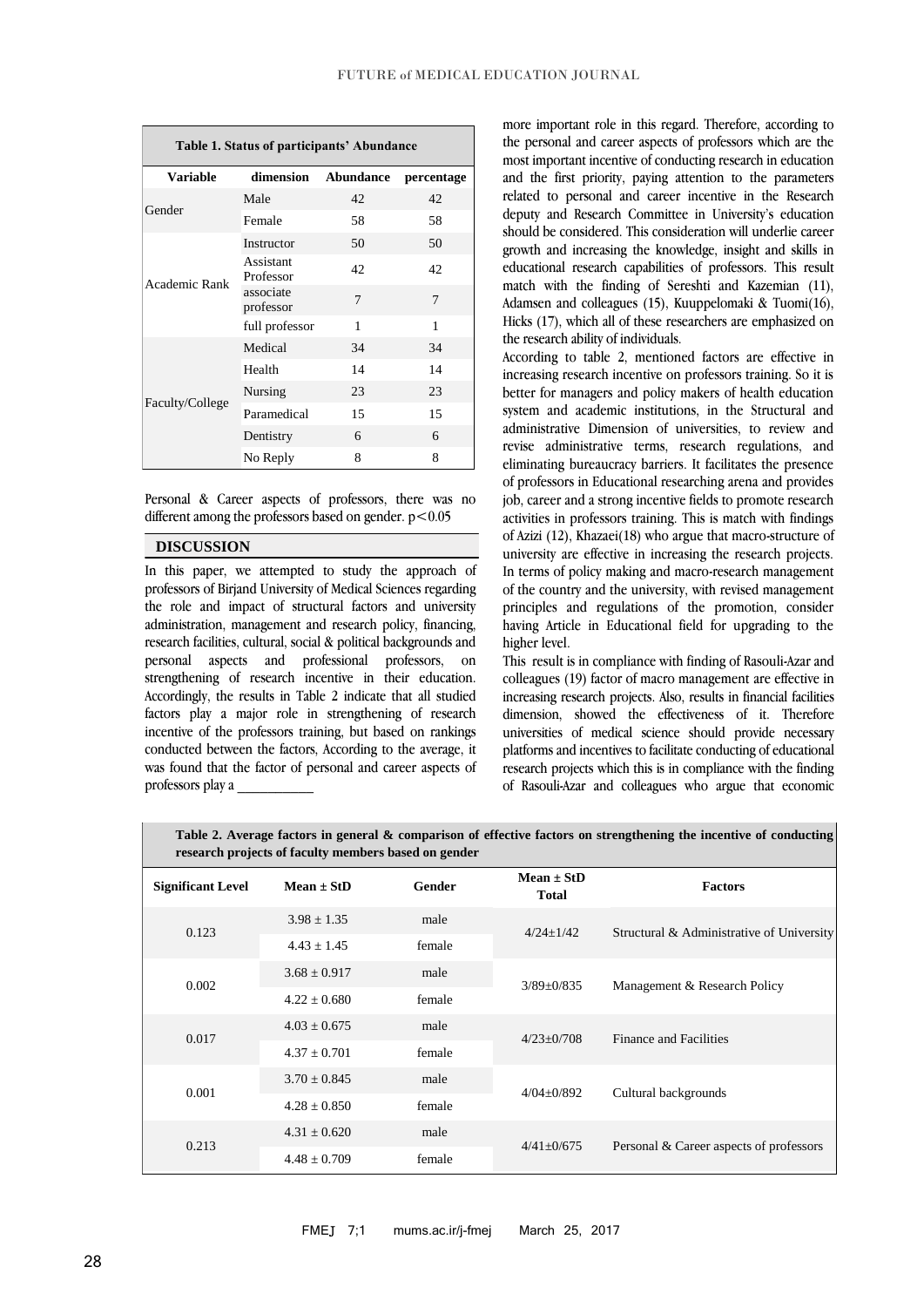**Table 1. Status of participants' Abundance**

| Variable | dimension | Abundance | percentage |
|---|---|---|---|
| Gender | Male | 42 | 42 |
| | Female | 58 | 58 |
| Academic Rank | Instructor | 50 | 50 |
| | Assistant Professor | 42 | 42 |
| | associate professor | 7 | 7 |
| | full professor | 1 | 1 |
| Faculty/College | Medical | 34 | 34 |
| | Health | 14 | 14 |
| | Nursing | 23 | 23 |
| | Paramedical | 15 | 15 |
| | Dentistry | 6 | 6 |
| | No Reply | 8 | 8 |

Personal & Career aspects of professors, there was no different among the professors based on gender. $p<0.05$

## DISCUSSION

In this paper, we attempted to study the approach of professors of Birjand University of Medical Sciences regarding the role and impact of structural factors and university administration, management and research policy, financing, research facilities, cultural, social & political backgrounds and personal aspects and professional professors, on strengthening of research incentive in their education. Accordingly, the results in Table 2 indicate that all studied factors play a major role in strengthening of research incentive of the professors training, but based on rankings conducted between the factors, According to the average, it was found that the factor of personal and career aspects of professors play a more important role in this regard. Therefore, according to the personal and career aspects of professors which are the most important incentive of conducting research in education and the first priority, paying attention to the parameters related to personal and career incentive in the Research deputy and Research Committee in University's education should be considered. This consideration will underlie career growth and increasing the knowledge, insight and skills in educational research capabilities of professors. This result match with the finding of Sereshti and Kazemian (11), Adamsen and colleagues (15), Kuuppelomaki & Tuomi(16), Hicks (17), which all of these researchers are emphasized on the research ability of individuals.

According to table 2, mentioned factors are effective in increasing research incentive on professors training. So it is better for managers and policy makers of health education system and academic institutions, in the Structural and administrative Dimension of universities, to review and revise administrative terms, research regulations, and eliminating bureaucracy barriers. It facilitates the presence of professors in Educational researching arena and provides job, career and a strong incentive fields to promote research activities in professors training. This is match with findings of Azizi (12), Khazaei(18) who argue that macro-structure of university are effective in increasing the research projects. In terms of policy making and macro-research management of the country and the university, with revised management principles and regulations of the promotion, consider having Article in Educational field for upgrading to the higher level.

This result is in compliance with finding of Rasouli-Azar and colleagues (19) factor of macro management are effective in increasing research projects. Also, results in financial facilities dimension, showed the effectiveness of it. Therefore universities of medical science should provide necessary platforms and incentives to facilitate conducting of educational research projects which this is in compliance with the finding of Rasouli-Azar and colleagues who argue that economic

**Table 2. Average factors in general & comparison of effective factors on strengthening the incentive of conducting research projects of faculty members based on gender**

| Significant Level | Mean ± StD | Gender | Mean ± StD Total | Factors |
|---|---|---|---|---|
| 0.123 | 3.98 ± 1.35 | male | 4/24±1/42 | Structural & Administrative of University |
| | 4.43 ± 1.45 | female | | |
| 0.002 | 3.68 ± 0.917 | male | 3/89±0/835 | Management & Research Policy |
| | 4.22 ± 0.680 | female | | |
| 0.017 | 4.03 ± 0.675 | male | 4/23±0/708 | Finance and Facilities |
| | 4.37 ± 0.701 | female | | |
| 0.001 | 3.70 ± 0.845 | male | 4/04±0/892 | Cultural backgrounds |
| | 4.28 ± 0.850 | female | | |
| 0.213 | 4.31 ± 0.620 | male | 4/41±0/675 | Personal & Career aspects of professors |
| | 4.48 ± 0.709 | female | | |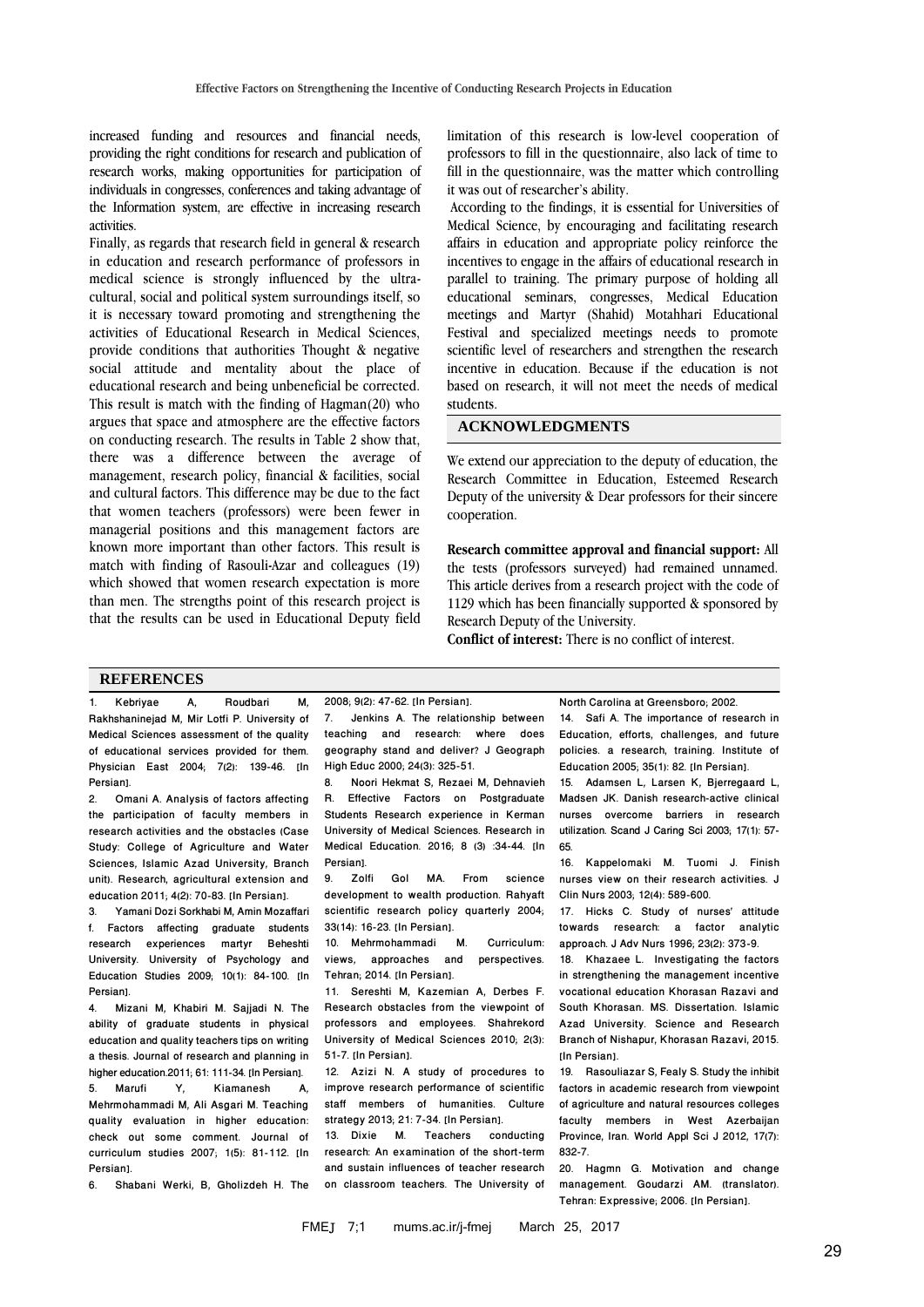increased funding and resources and financial needs, providing the right conditions for research and publication of research works, making opportunities for participation of individuals in congresses, conferences and taking advantage of the Information system, are effective in increasing research activities.

Finally, as regards that research field in general & research in education and research performance of professors in medical science is strongly influenced by the ultra-cultural, social and political system surroundings itself, so it is necessary toward promoting and strengthening the activities of Educational Research in Medical Sciences, provide conditions that authorities Thought & negative social attitude and mentality about the place of educational research and being unbeneficial be corrected. This result is match with the finding of Hagman(20) who argues that space and atmosphere are the effective factors on conducting research. The results in Table 2 show that, there was a difference between the average of management, research policy, financial & facilities, social and cultural factors. This difference may be due to the fact that women teachers (professors) were been fewer in managerial positions and this management factors are known more important than other factors. This result is match with finding of Rasouli-Azar and colleagues (19) which showed that women research expectation is more than men. The strengths point of this research project is that the results can be used in Educational Deputy field limitation of this research is low-level cooperation of professors to fill in the questionnaire, also lack of time to fill in the questionnaire, was the matter which controlling it was out of researcher's ability.

According to the findings, it is essential for Universities of Medical Science, by encouraging and facilitating research affairs in education and appropriate policy reinforce the incentives to engage in the affairs of educational research in parallel to training. The primary purpose of holding all educational seminars, congresses, Medical Education meetings and Martyr (Shahid) Motahhari Educational Festival and specialized meetings needs to promote scientific level of researchers and strengthen the research incentive in education. Because if the education is not based on research, it will not meet the needs of medical students.

## ACKNOWLEDGMENTS

We extend our appreciation to the deputy of education, the Research Committee in Education, Esteemed Research Deputy of the university & Dear professors for their sincere cooperation.

**Research committee approval and financial support:** All the tests (professors surveyed) had remained unnamed. This article derives from a research project with the code of 1129 which has been financially supported & sponsored by Research Deputy of the University.

**Conflict of interest:** There is no conflict of interest.

## REFERENCES

1. Kebriyae A, Roudbari M, Rakhshaninejad M, Mir Lotfi P. University of Medical Sciences assessment of the quality of educational services provided for them. Physician East 2004; 7(2): 139-46. [In Persian].
2. Omani A. Analysis of factors affecting the participation of faculty members in research activities and the obstacles (Case Study: College of Agriculture and Water Sciences, Islamic Azad University, Branch unit). Research, agricultural extension and education 2011; 4(2): 70-83. [In Persian].
3. Yamani Dozi Sorkhabi M, Amin Mozaffari f. Factors affecting graduate students research experiences martyr Beheshti University. University of Psychology and Education Studies 2009; 10(1): 84-100. [In Persian].
4. Mizani M, Khabiri M. Sajjadi N. The ability of graduate students in physical education and quality teachers tips on writing a thesis. Journal of research and planning in higher education.2011; 61: 111-34. [In Persian].
5. Marufi Y, Kiamanesh A, Mehrmohammadi M, Ali Asgari M. Teaching quality evaluation in higher education: check out some comment. Journal of curriculum studies 2007; 1(5): 81-112. [In Persian].
6. Shabani Werki, B, Gholizdeh H. The 2008; 9(2): 47-62. [In Persian].
7. Jenkins A. The relationship between teaching and research: where does geography stand and deliver? J Geograph High Educ 2000; 24(3): 325-51.
8. Noori Hekmat S, Rezaei M, Dehnavieh R. Effective Factors on Postgraduate Students Research experience in Kerman University of Medical Sciences. Research in Medical Education. 2016; 8 (3) :34-44. [In Persian].
9. Zolfi Gol MA. From science development to wealth production. Rahyaft scientific research policy quarterly 2004; 33(14): 16-23. [In Persian].
10. Mehrmohammadi M. Curriculum: views, approaches and perspectives. Tehran; 2014. [In Persian].
11. Sereshti M, Kazemian A, Derbes F. Research obstacles from the viewpoint of professors and employees. Shahrekord University of Medical Sciences 2010; 2(3): 51-7. [In Persian].
12. Azizi N. A study of procedures to improve research performance of scientific staff members of humanities. Culture strategy 2013; 21: 7-34. [In Persian].
13. Dixie M. Teachers conducting research: An examination of the short-term and sustain influences of teacher research on classroom teachers. The University of North Carolina at Greensboro; 2002.
14. Safi A. The importance of research in Education, efforts, challenges, and future policies. a research, training. Institute of Education 2005; 35(1): 82. [In Persian].
15. Adamsen L, Larsen K, Bjerregaard L, Madsen JK. Danish research-active clinical nurses overcome barriers in research utilization. Scand J Caring Sci 2003; 17(1): 57-65.
16. Kappelomaki M. Tuomi J. Finish nurses view on their research activities. J Clin Nurs 2003; 12(4): 589-600.
17. Hicks C. Study of nurses' attitude towards research: a factor analytic approach. J Adv Nurs 1996; 23(2): 373-9.
18. Khazaee L. Investigating the factors in strengthening the management incentive vocational education Khorasan Razavi and South Khorasan. MS. Dissertation. Islamic Azad University. Science and Research Branch of Nishapur, Khorasan Razavi, 2015. [In Persian].
19. Rasouliazar S, Fealy S. Study the inhibit factors in academic research from viewpoint of agriculture and natural resources colleges faculty members in West Azerbaijan Province, Iran. World Appl Sci J 2012, 17(7): 832-7.
20. Hagmn G. Motivation and change management. Goudarzi AM. (translator). Tehran: Expressive; 2006. [In Persian].